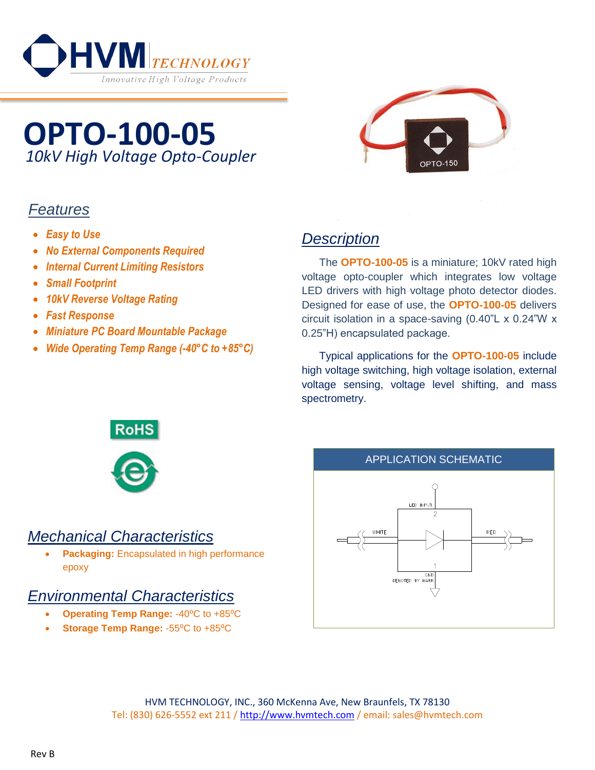HVM TECHNOLOGY
Innovative High Voltage Products

# OPTO-100-05

*10kV High Voltage Opto-Coupler*

## Features

- *Easy to Use*
- *No External Components Required*
- *Internal Current Limiting Resistors*
- *Small Footprint*
- *10kV Reverse Voltage Rating*
- *Fast Response*
- *Miniature PC Board Mountable Package*
- *Wide Operating Temp Range (-40°C to +85°C)*

## Description

The **OPTO-100-05** is a miniature; 10kV rated high voltage opto-coupler which integrates low voltage LED drivers with high voltage photo detector diodes. Designed for ease of use, the **OPTO-100-05** delivers circuit isolation in a space-saving (0.40"L x 0.24"W x 0.25"H) encapsulated package.

Typical applications for the **OPTO-100-05** include high voltage switching, high voltage isolation, external voltage sensing, voltage level shifting, and mass spectrometry.

RoHS

## Mechanical Characteristics

- **Packaging:** Encapsulated in high performance epoxy

## Environmental Characteristics

- **Operating Temp Range:** -40°C to +85°C
- **Storage Temp Range:** -55°C to +85°C

APPLICATION SCHEMATIC

LED INPUT 2, WHITE, RED, 1, GND DENOTED BY MARK

HVM TECHNOLOGY, INC., 360 McKenna Ave, New Braunfels, TX 78130
Tel: (830) 626-5552 ext 211 / http://www.hvmtech.com / email: sales@hvmtech.com

Rev B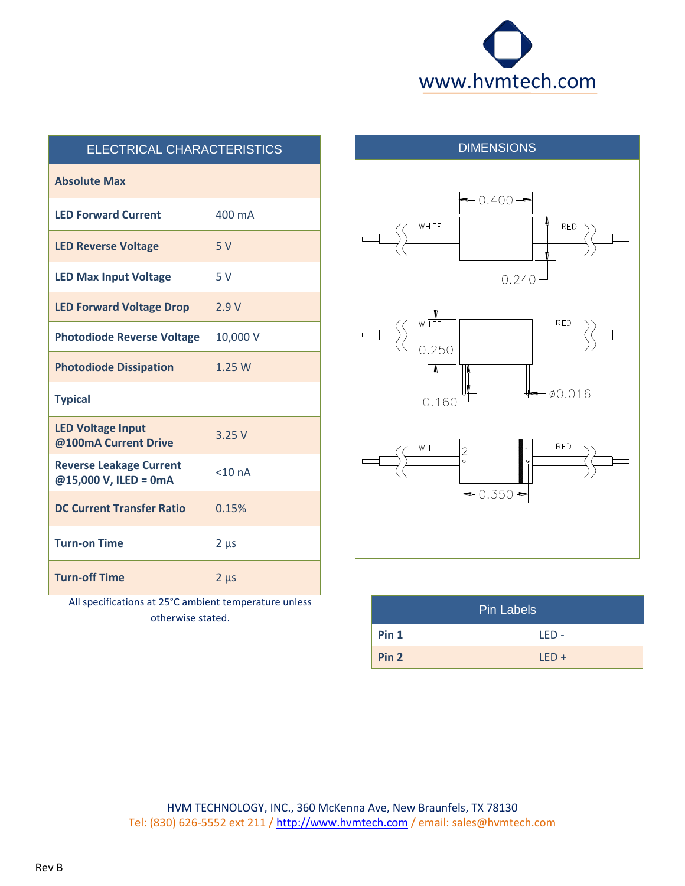www.hvmtech.com

## ELECTRICAL CHARACTERISTICS

| **Absolute Max** | |
|---|---|
| **LED Forward Current** | 400 mA |
| **LED Reverse Voltage** | 5 V |
| **LED Max Input Voltage** | 5 V |
| **LED Forward Voltage Drop** | 2.9 V |
| **Photodiode Reverse Voltage** | 10,000 V |
| **Photodiode Dissipation** | 1.25 W |
| **Typical** | |
| **LED Voltage Input @100mA Current Drive** | 3.25 V |
| **Reverse Leakage Current @15,000 V, ILED = 0mA** | <10 nA |
| **DC Current Transfer Ratio** | 0.15% |
| **Turn-on Time** | 2 µs |
| **Turn-off Time** | 2 µs |

All specifications at 25°C ambient temperature unless otherwise stated.

## DIMENSIONS

WHITE, RED, 0.400, 0.240, 0.250, 0.160, ⌀0.016, 2, 1, 0.350

## Pin Labels

| Pin Labels | |
|---|---|
| **Pin 1** | LED - |
| **Pin 2** | LED + |

HVM TECHNOLOGY, INC., 360 McKenna Ave, New Braunfels, TX 78130
Tel: (830) 626-5552 ext 211 / http://www.hvmtech.com / email: sales@hvmtech.com

Rev B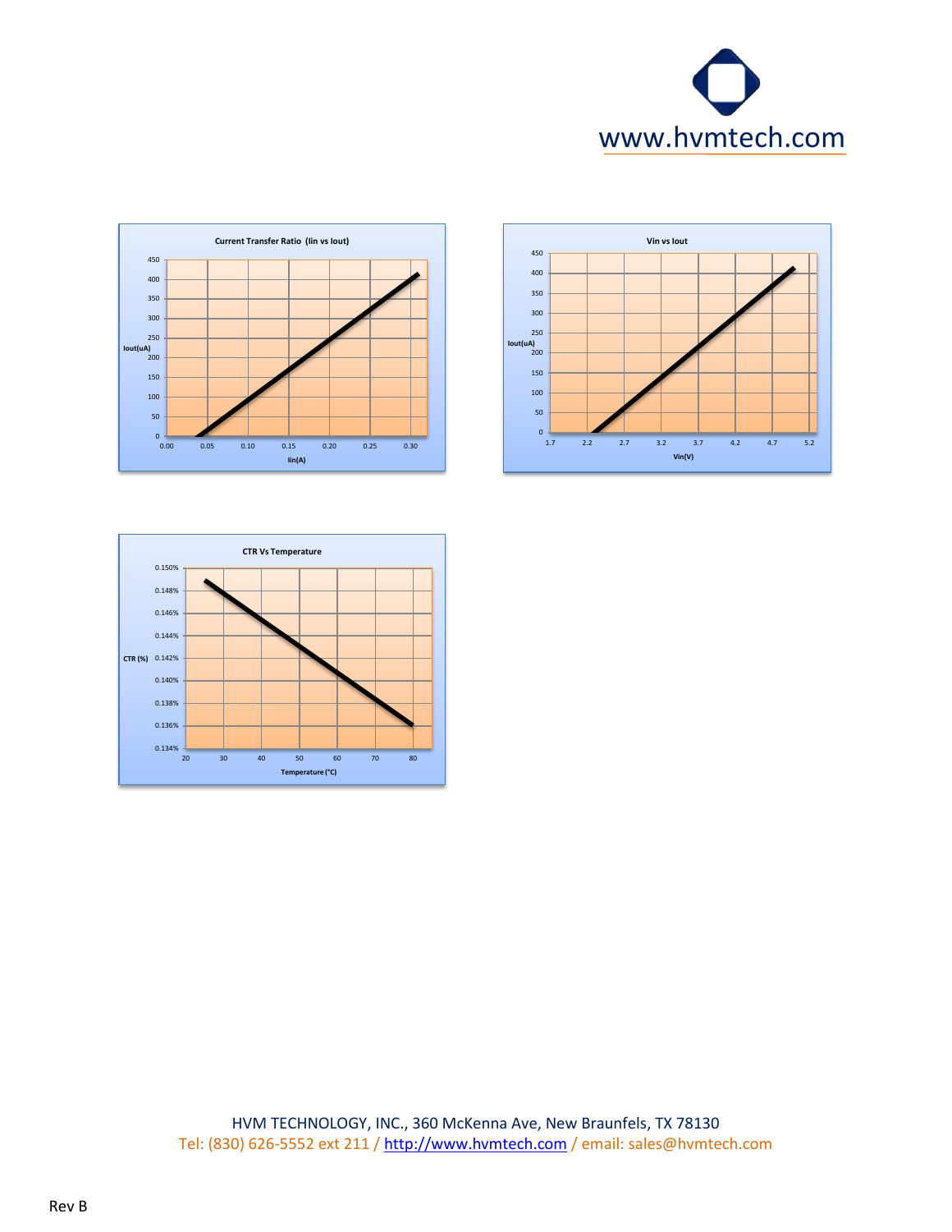Current Transfer Ratio (Iin vs Iout)

Iout(uA)

450
400
350
300
250
200
150
100
50
0

0.00 0.05 0.10 0.15 0.20 0.25 0.30

Iin(A)

Vin vs Iout

Iout(uA)

450
400
350
300
250
200
150
100
50
0

1.7 2.2 2.7 3.2 3.7 4.2 4.7 5.2

Vin(V)

CTR Vs Temperature

CTR (%)

0.150%
0.148%
0.146%
0.144%
0.142%
0.140%
0.138%
0.136%
0.134%

20 30 40 50 60 70 80

Temperature (°C)

HVM TECHNOLOGY, INC., 360 McKenna Ave, New Braunfels, TX 78130

Tel: (830) 626-5552 ext 211 / http://www.hvmtech.com / email: sales@hvmtech.com

Rev B